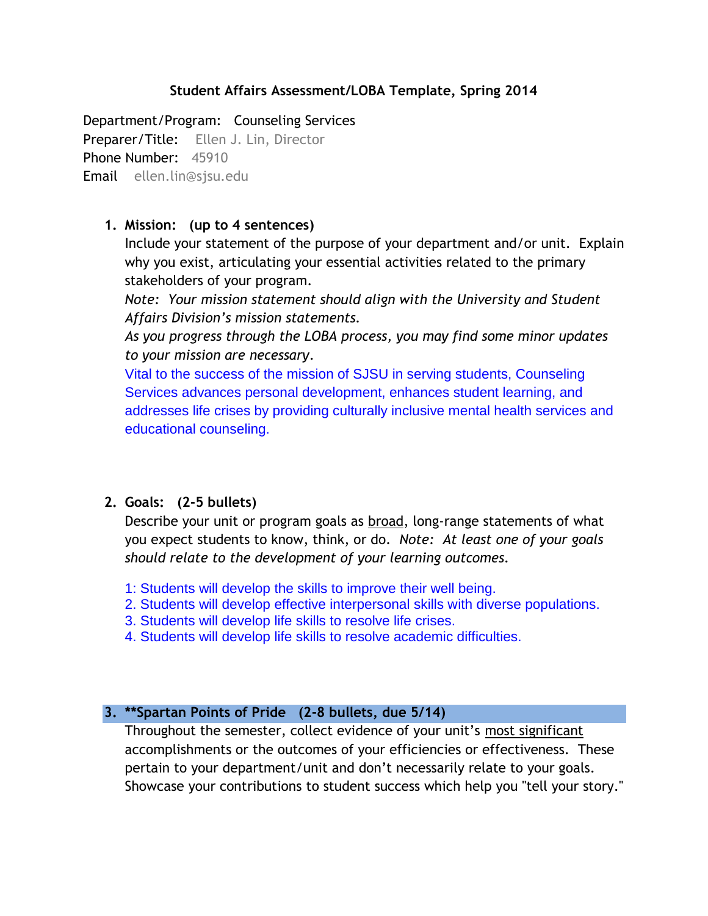# Student Affairs Assessment/LOBA Template, Spring 2014

Department/Program: Counseling Services
Preparer/Title: Ellen J. Lin, Director
Phone Number: 45910
Email ellen.lin@sjsu.edu

1. **Mission: (up to 4 sentences)**
   Include your statement of the purpose of your department and/or unit. Explain why you exist, articulating your essential activities related to the primary stakeholders of your program.
   *Note: Your mission statement should align with the University and Student Affairs Division's mission statements.*
   *As you progress through the LOBA process, you may find some minor updates to your mission are necessary.*
   Vital to the success of the mission of SJSU in serving students, Counseling Services advances personal development, enhances student learning, and addresses life crises by providing culturally inclusive mental health services and educational counseling.

2. **Goals: (2-5 bullets)**
   Describe your unit or program goals as broad, long-range statements of what you expect students to know, think, or do. *Note: At least one of your goals should relate to the development of your learning outcomes.*

   1: Students will develop the skills to improve their well being.
   2. Students will develop effective interpersonal skills with diverse populations.
   3. Students will develop life skills to resolve life crises.
   4. Students will develop life skills to resolve academic difficulties.

3. **\*\*Spartan Points of Pride (2-8 bullets, due 5/14)**
   Throughout the semester, collect evidence of your unit's most significant accomplishments or the outcomes of your efficiencies or effectiveness. These pertain to your department/unit and don't necessarily relate to your goals. Showcase your contributions to student success which help you "tell your story."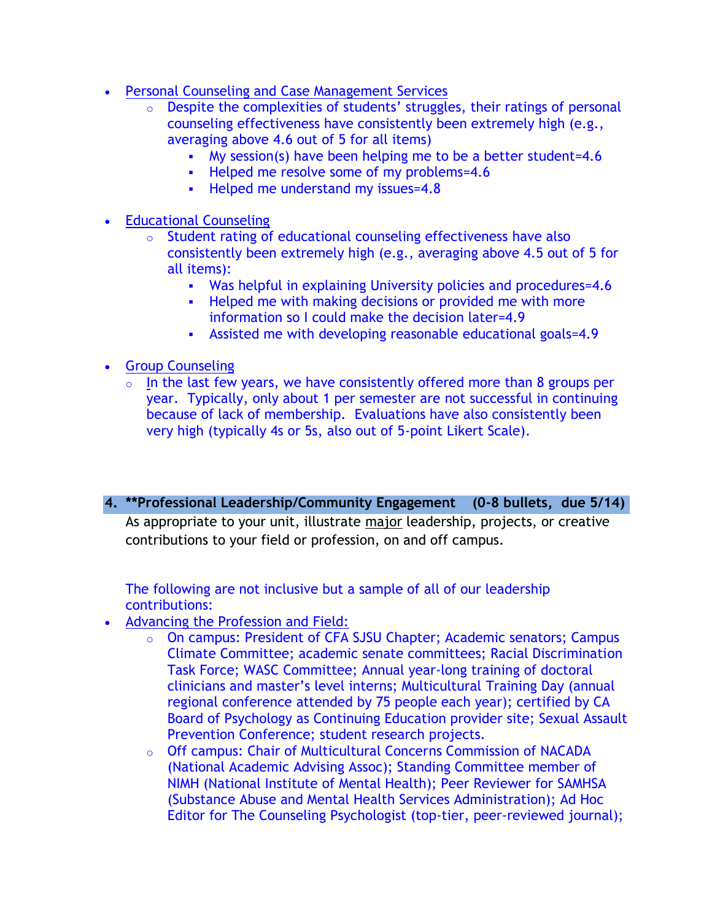- Personal Counseling and Case Management Services
    - Despite the complexities of students' struggles, their ratings of personal counseling effectiveness have consistently been extremely high (e.g., averaging above 4.6 out of 5 for all items)
        - My session(s) have been helping me to be a better student=4.6
        - Helped me resolve some of my problems=4.6
        - Helped me understand my issues=4.8

- Educational Counseling
    - Student rating of educational counseling effectiveness have also consistently been extremely high (e.g., averaging above 4.5 out of 5 for all items):
        - Was helpful in explaining University policies and procedures=4.6
        - Helped me with making decisions or provided me with more information so I could make the decision later=4.9
        - Assisted me with developing reasonable educational goals=4.9

- Group Counseling
    - In the last few years, we have consistently offered more than 8 groups per year. Typically, only about 1 per semester are not successful in continuing because of lack of membership. Evaluations have also consistently been very high (typically 4s or 5s, also out of 5-point Likert Scale).

## 4. **Professional Leadership/Community Engagement (0-8 bullets, due 5/14)

As appropriate to your unit, illustrate major leadership, projects, or creative contributions to your field or profession, on and off campus.

The following are not inclusive but a sample of all of our leadership contributions:

- Advancing the Profession and Field:
    - On campus: President of CFA SJSU Chapter; Academic senators; Campus Climate Committee; academic senate committees; Racial Discrimination Task Force; WASC Committee; Annual year-long training of doctoral clinicians and master's level interns; Multicultural Training Day (annual regional conference attended by 75 people each year); certified by CA Board of Psychology as Continuing Education provider site; Sexual Assault Prevention Conference; student research projects.
    - Off campus: Chair of Multicultural Concerns Commission of NACADA (National Academic Advising Assoc); Standing Committee member of NIMH (National Institute of Mental Health); Peer Reviewer for SAMHSA (Substance Abuse and Mental Health Services Administration); Ad Hoc Editor for The Counseling Psychologist (top-tier, peer-reviewed journal);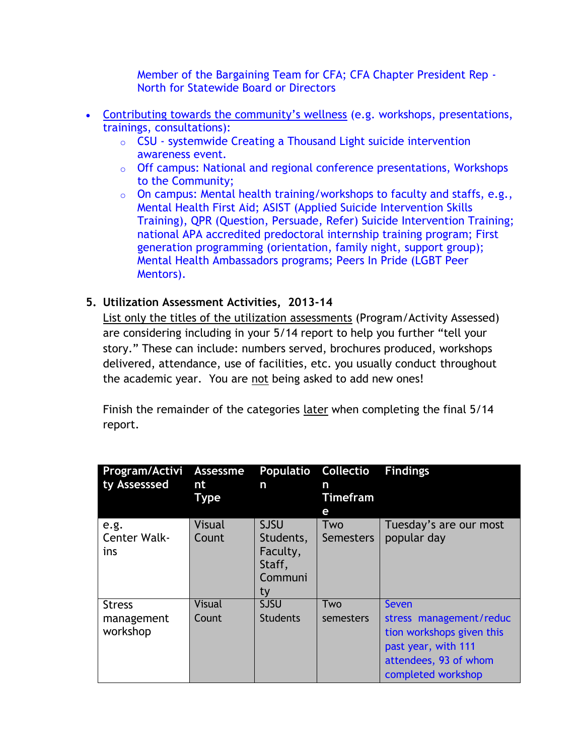Member of the Bargaining Team for CFA; CFA Chapter President Rep - North for Statewide Board or Directors

- Contributing towards the community's wellness (e.g. workshops, presentations, trainings, consultations):
  - CSU - systemwide Creating a Thousand Light suicide intervention awareness event.
  - Off campus: National and regional conference presentations, Workshops to the Community;
  - On campus: Mental health training/workshops to faculty and staffs, e.g., Mental Health First Aid; ASIST (Applied Suicide Intervention Skills Training), QPR (Question, Persuade, Refer) Suicide Intervention Training; national APA accredited predoctoral internship training program; First generation programming (orientation, family night, support group); Mental Health Ambassadors programs; Peers In Pride (LGBT Peer Mentors).

**5. Utilization Assessment Activities, 2013-14**

List only the titles of the utilization assessments (Program/Activity Assessed) are considering including in your 5/14 report to help you further "tell your story." These can include: numbers served, brochures produced, workshops delivered, attendance, use of facilities, etc. you usually conduct throughout the academic year. You are not being asked to add new ones!

Finish the remainder of the categories later when completing the final 5/14 report.

| Program/Activity Assesssed | Assessment Type | Population | Collection Timeframe | Findings |
|---|---|---|---|---|
| e.g. Center Walk-ins | Visual Count | SJSU Students, Faculty, Staff, Community | Two Semesters | Tuesday's are our most popular day |
| Stress management workshop | Visual Count | SJSU Students | Two semesters | Seven stress management/reduction workshops given this past year, with 111 attendees, 93 of whom completed workshop |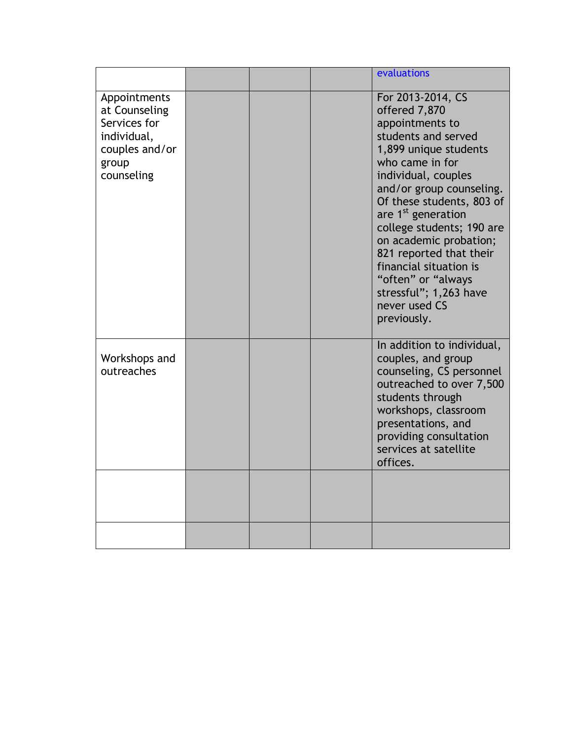| | | | | |
|---|---|---|---|---|
| | | | | evaluations |
| Appointments at Counseling Services for individual, couples and/or group counseling | | | | For 2013-2014, CS offered 7,870 appointments to students and served 1,899 unique students who came in for individual, couples and/or group counseling. Of these students, 803 of are 1st generation college students; 190 are on academic probation; 821 reported that their financial situation is "often" or "always stressful"; 1,263 have never used CS previously. |
| Workshops and outreaches | | | | In addition to individual, couples, and group counseling, CS personnel outreached to over 7,500 students through workshops, classroom presentations, and providing consultation services at satellite offices. |
| | | | | |
| | | | | |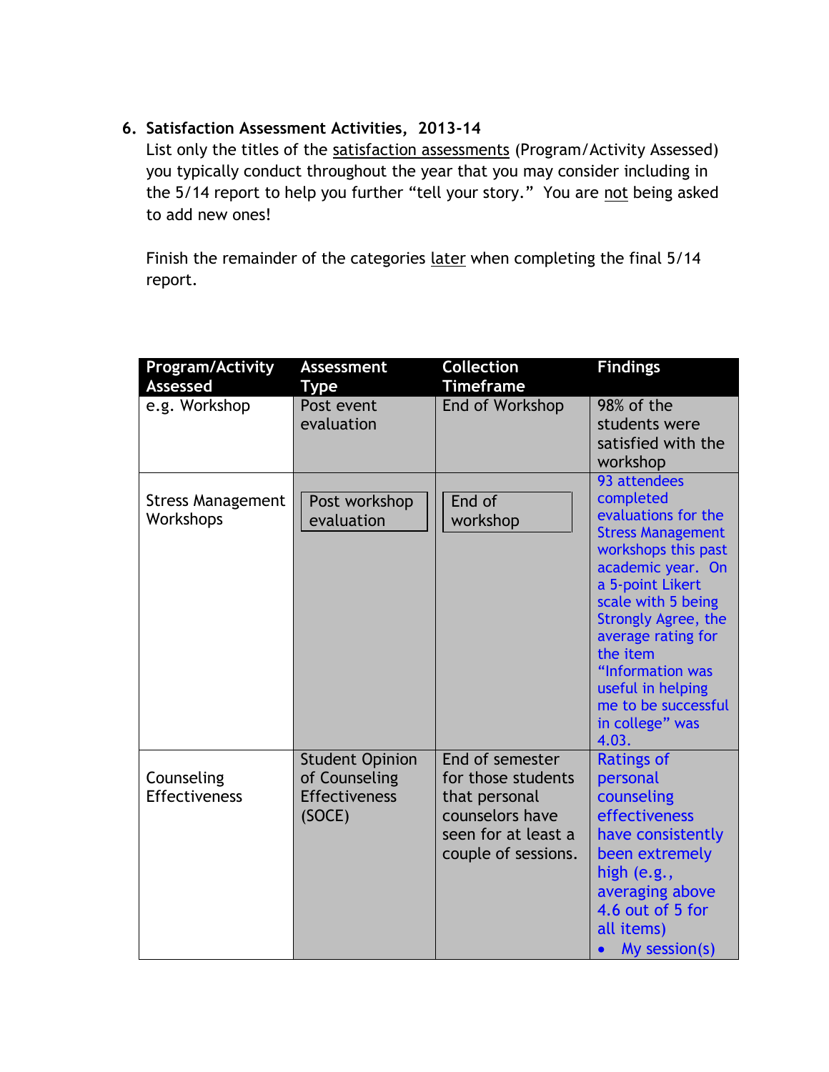6. **Satisfaction Assessment Activities, 2013-14**

List only the titles of the satisfaction assessments (Program/Activity Assessed) you typically conduct throughout the year that you may consider including in the 5/14 report to help you further "tell your story." You are not being asked to add new ones!

Finish the remainder of the categories later when completing the final 5/14 report.

| Program/Activity Assessed | Assessment Type | Collection Timeframe | Findings |
|---|---|---|---|
| e.g. Workshop | Post event evaluation | End of Workshop | 98% of the students were satisfied with the workshop |
| Stress Management Workshops | Post workshop evaluation | End of workshop | 93 attendees completed evaluations for the Stress Management workshops this past academic year. On a 5-point Likert scale with 5 being Strongly Agree, the average rating for the item "Information was useful in helping me to be successful in college" was 4.03. |
| Counseling Effectiveness | Student Opinion of Counseling Effectiveness (SOCE) | End of semester for those students that personal counselors have seen for at least a couple of sessions. | Ratings of personal counseling effectiveness have consistently been extremely high (e.g., averaging above 4.6 out of 5 for all items)<br>• My session(s) |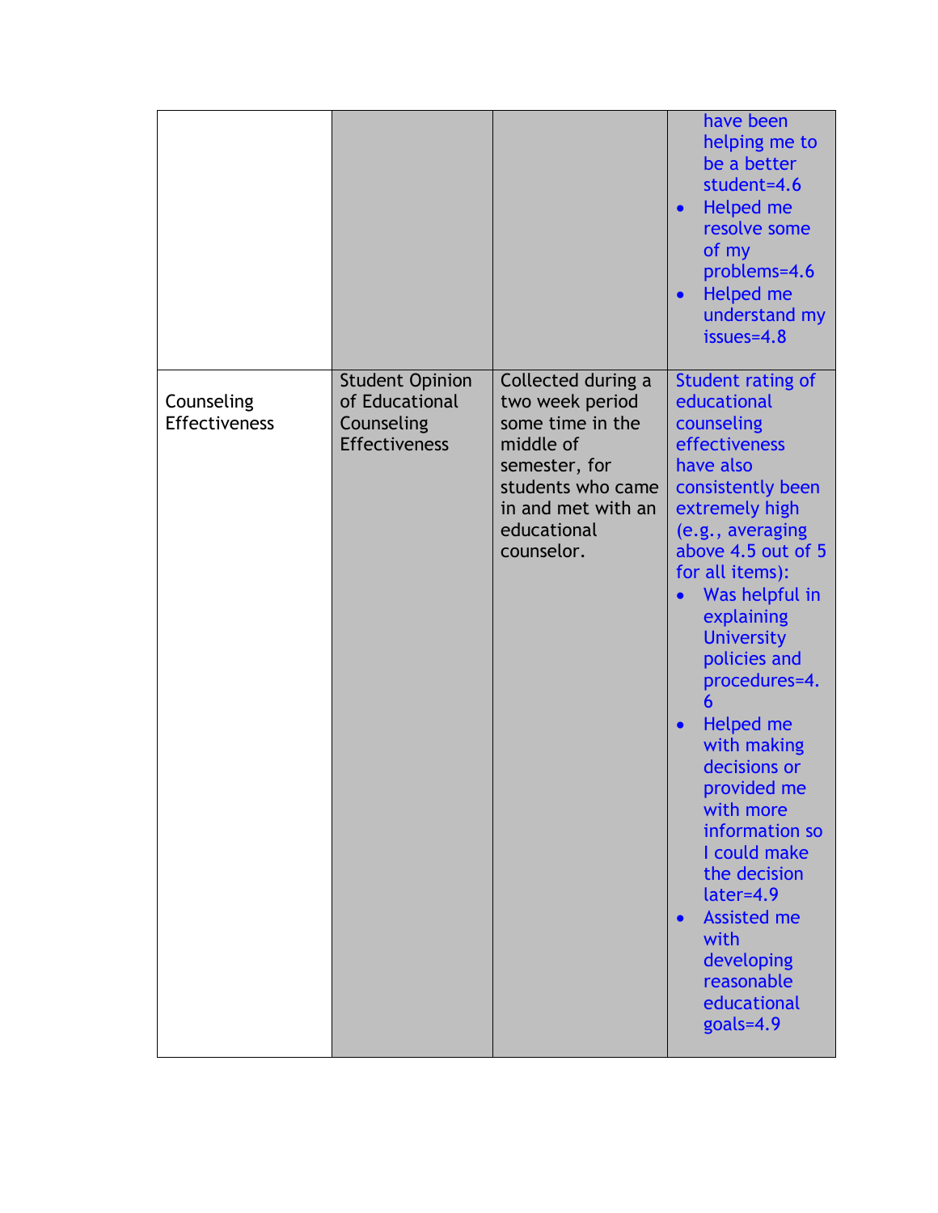| | | | |
|---|---|---|---|
| | | | have been helping me to be a better student=4.6<br>• Helped me resolve some of my problems=4.6<br>• Helped me understand my issues=4.8 |
| Counseling Effectiveness | Student Opinion of Educational Counseling Effectiveness | Collected during a two week period some time in the middle of semester, for students who came in and met with an educational counselor. | Student rating of educational counseling effectiveness have also consistently been extremely high (e.g., averaging above 4.5 out of 5 for all items):<br>• Was helpful in explaining University policies and procedures=4.6<br>• Helped me with making decisions or provided me with more information so I could make the decision later=4.9<br>• Assisted me with developing reasonable educational goals=4.9 |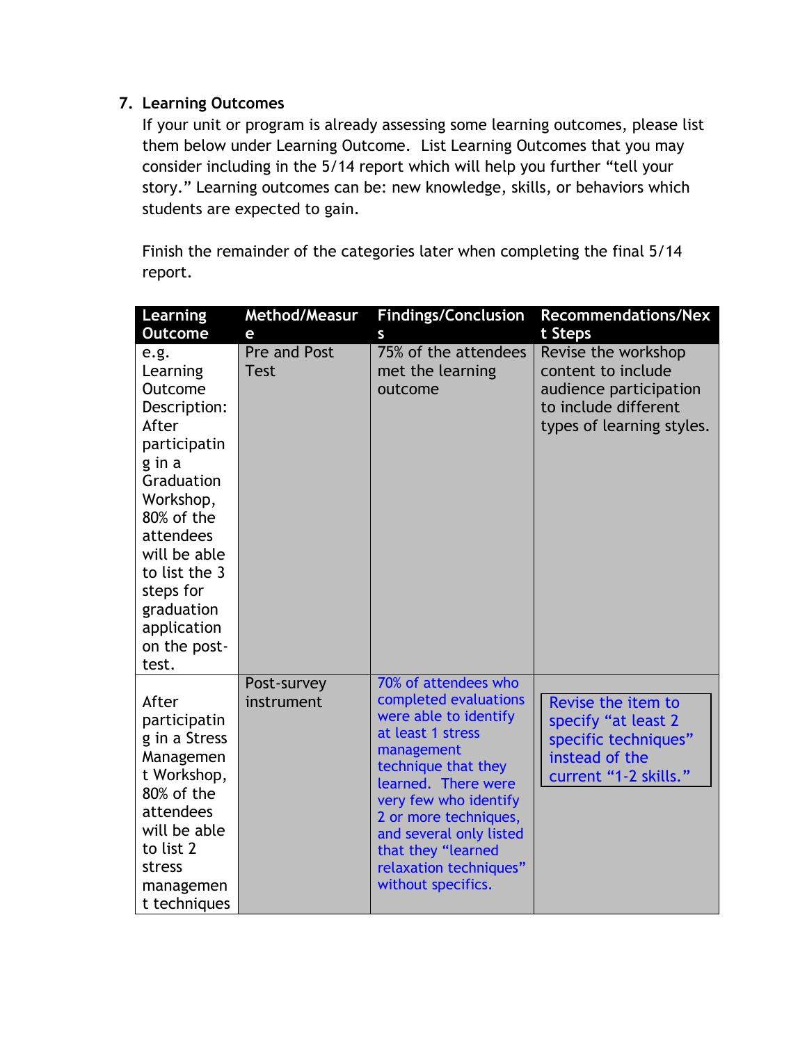7. **Learning Outcomes**

If your unit or program is already assessing some learning outcomes, please list them below under Learning Outcome. List Learning Outcomes that you may consider including in the 5/14 report which will help you further "tell your story." Learning outcomes can be: new knowledge, skills, or behaviors which students are expected to gain.

Finish the remainder of the categories later when completing the final 5/14 report.

| Learning Outcome | Method/Measure | Findings/Conclusions | Recommendations/Next Steps |
|---|---|---|---|
| e.g. Learning Outcome Description: After participating in a Graduation Workshop, 80% of the attendees will be able to list the 3 steps for graduation application on the post-test. | Pre and Post Test | 75% of the attendees met the learning outcome | Revise the workshop content to include audience participation to include different types of learning styles. |
| After participating in a Stress Management Workshop, 80% of the attendees will be able to list 2 stress management techniques | Post-survey instrument | 70% of attendees who completed evaluations were able to identify at least 1 stress management technique that they learned. There were very few who identify 2 or more techniques, and several only listed that they "learned relaxation techniques" without specifics. | Revise the item to specify "at least 2 specific techniques" instead of the current "1-2 skills." |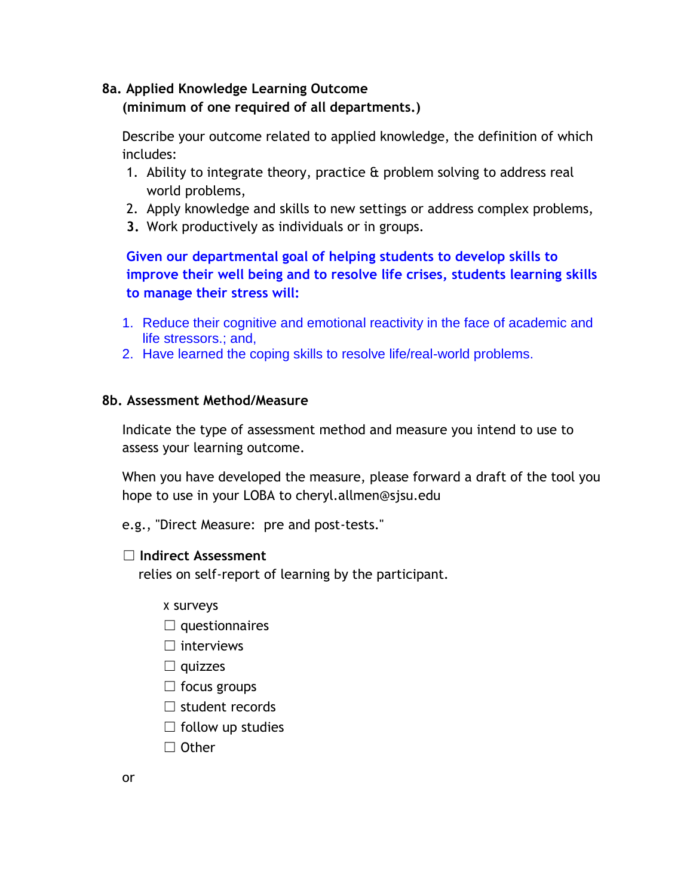**8a. Applied Knowledge Learning Outcome**
**(minimum of one required of all departments.)**

Describe your outcome related to applied knowledge, the definition of which includes:

1. Ability to integrate theory, practice & problem solving to address real world problems,
2. Apply knowledge and skills to new settings or address complex problems,
3. Work productively as individuals or in groups.

**Given our departmental goal of helping students to develop skills to improve their well being and to resolve life crises, students learning skills to manage their stress will:**

1. Reduce their cognitive and emotional reactivity in the face of academic and life stressors.; and,
2. Have learned the coping skills to resolve life/real-world problems.

**8b. Assessment Method/Measure**

Indicate the type of assessment method and measure you intend to use to assess your learning outcome.

When you have developed the measure, please forward a draft of the tool you hope to use in your LOBA to cheryl.allmen@sjsu.edu

e.g., "Direct Measure: pre and post-tests."

☐ **Indirect Assessment**
relies on self-report of learning by the participant.

- x surveys
- ☐ questionnaires
- ☐ interviews
- ☐ quizzes
- ☐ focus groups
- ☐ student records
- ☐ follow up studies
- ☐ Other

or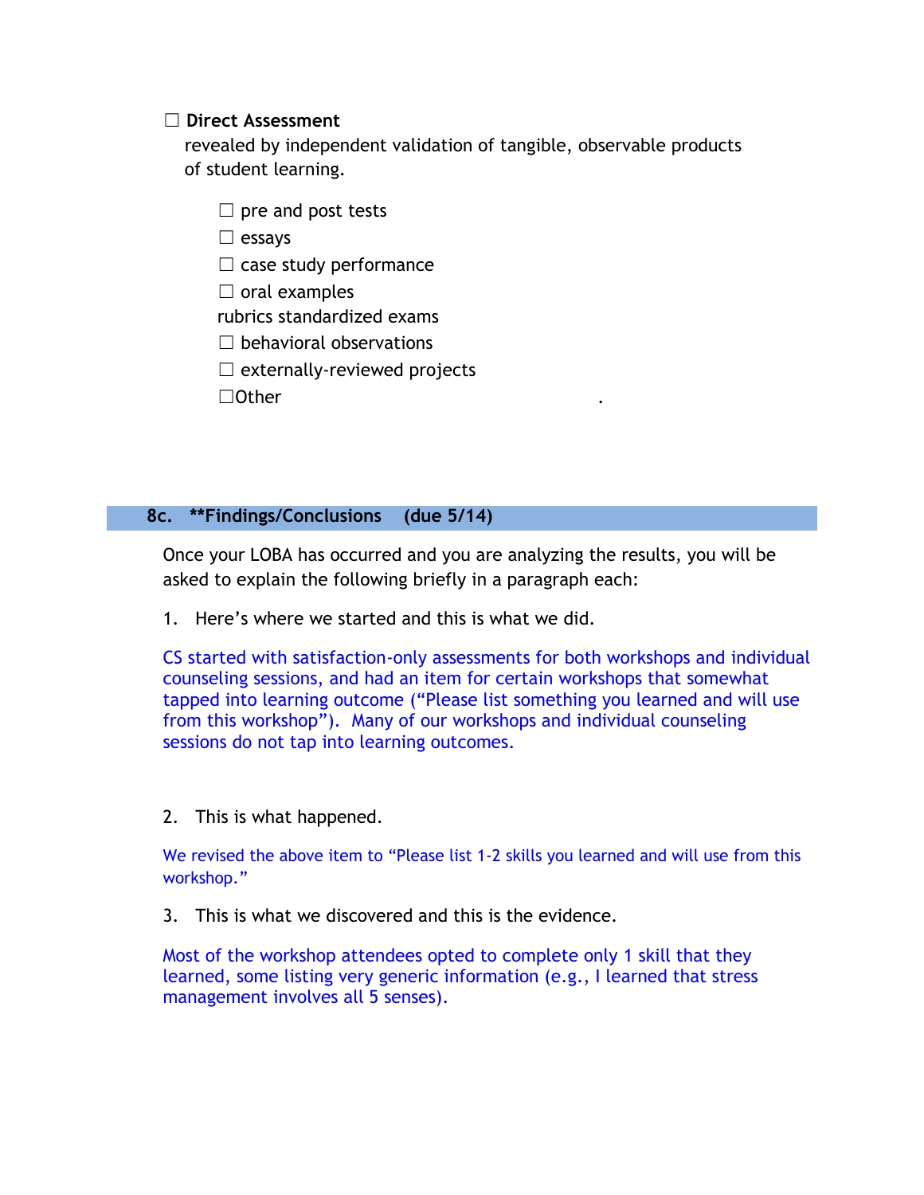☐ **Direct Assessment**
revealed by independent validation of tangible, observable products of student learning.

- ☐ pre and post tests
- ☐ essays
- ☐ case study performance
- ☐ oral examples

rubrics standardized exams

- ☐ behavioral observations
- ☐ externally-reviewed projects
- ☐Other .

## 8c. **Findings/Conclusions (due 5/14)

Once your LOBA has occurred and you are analyzing the results, you will be asked to explain the following briefly in a paragraph each:

1. Here's where we started and this is what we did.

CS started with satisfaction-only assessments for both workshops and individual counseling sessions, and had an item for certain workshops that somewhat tapped into learning outcome ("Please list something you learned and will use from this workshop"). Many of our workshops and individual counseling sessions do not tap into learning outcomes.

2. This is what happened.

We revised the above item to "Please list 1-2 skills you learned and will use from this workshop."

3. This is what we discovered and this is the evidence.

Most of the workshop attendees opted to complete only 1 skill that they learned, some listing very generic information (e.g., I learned that stress management involves all 5 senses).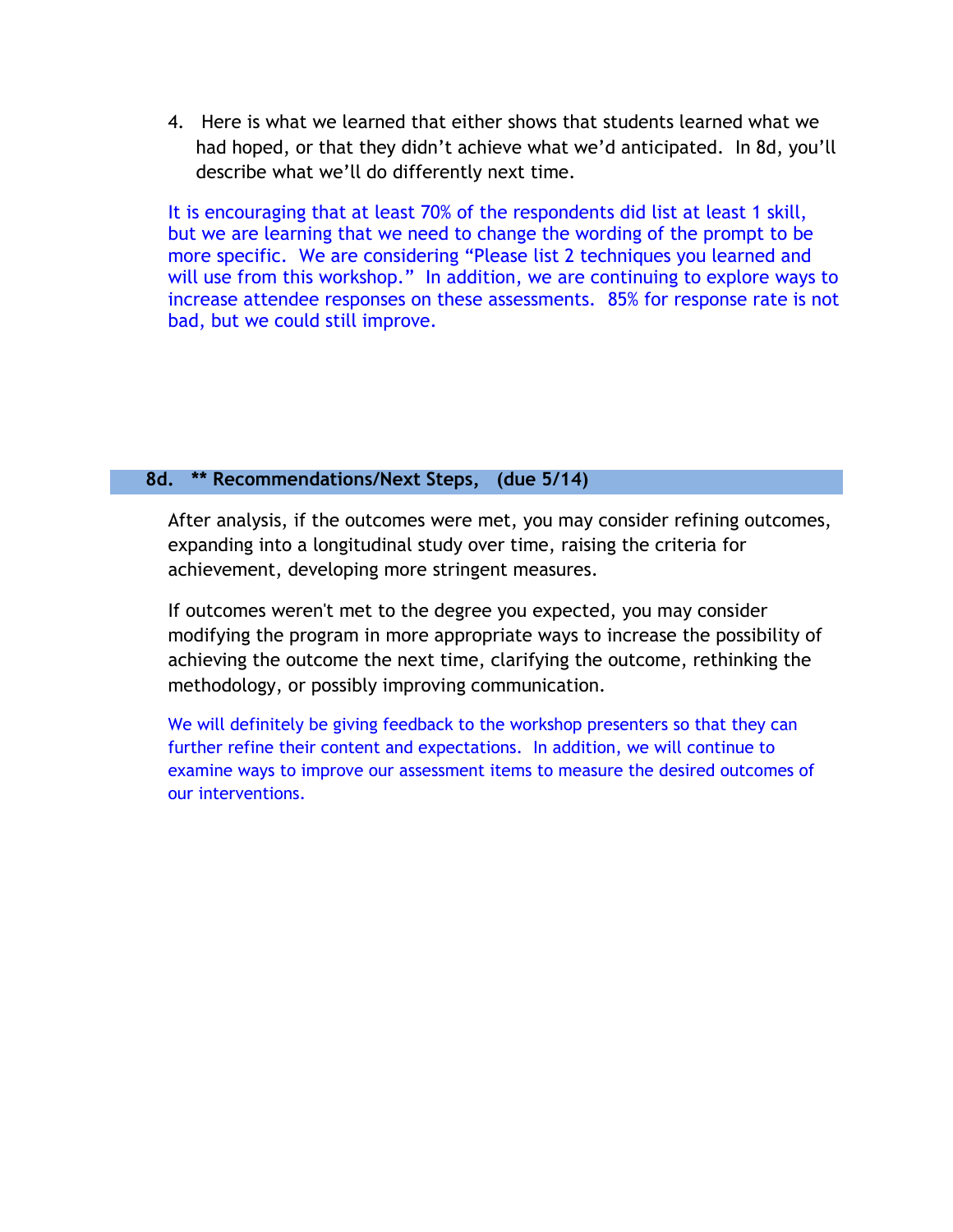4. Here is what we learned that either shows that students learned what we had hoped, or that they didn't achieve what we'd anticipated. In 8d, you'll describe what we'll do differently next time.

It is encouraging that at least 70% of the respondents did list at least 1 skill, but we are learning that we need to change the wording of the prompt to be more specific. We are considering "Please list 2 techniques you learned and will use from this workshop." In addition, we are continuing to explore ways to increase attendee responses on these assessments. 85% for response rate is not bad, but we could still improve.

## 8d. ** Recommendations/Next Steps, (due 5/14)

After analysis, if the outcomes were met, you may consider refining outcomes, expanding into a longitudinal study over time, raising the criteria for achievement, developing more stringent measures.

If outcomes weren't met to the degree you expected, you may consider modifying the program in more appropriate ways to increase the possibility of achieving the outcome the next time, clarifying the outcome, rethinking the methodology, or possibly improving communication.

We will definitely be giving feedback to the workshop presenters so that they can further refine their content and expectations. In addition, we will continue to examine ways to improve our assessment items to measure the desired outcomes of our interventions.